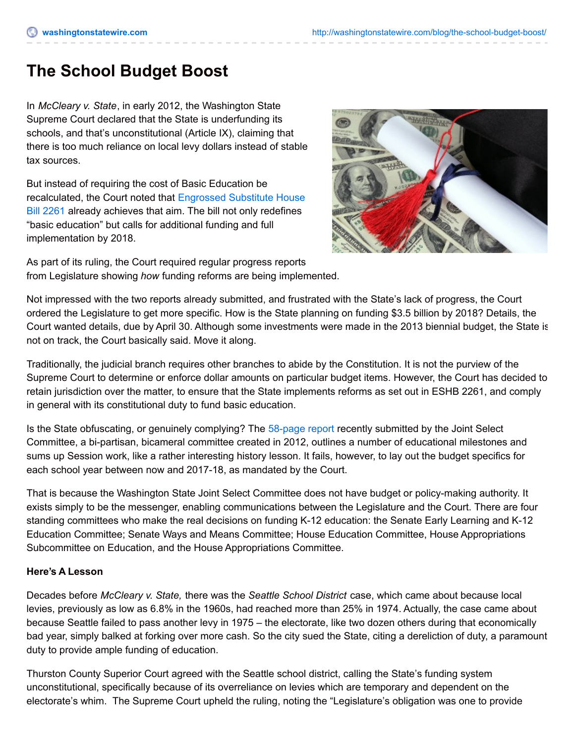// washingtonstatewire.com — omit? It's a running header likely. Omit.

# The School Budget Boost

In *McCleary v. State*, in early 2012, the Washington State Supreme Court declared that the State is underfunding its schools, and that's unconstitutional (Article IX), claiming that there is too much reliance on local levy dollars instead of stable tax sources.

But instead of requiring the cost of Basic Education be recalculated, the Court noted that Engrossed Substitute House Bill 2261 already achieves that aim. The bill not only redefines "basic education" but calls for additional funding and full implementation by 2018.

As part of its ruling, the Court required regular progress reports from Legislature showing *how* funding reforms are being implemented.

Not impressed with the two reports already submitted, and frustrated with the State's lack of progress, the Court ordered the Legislature to get more specific. How is the State planning on funding $3.5 billion by 2018? Details, the Court wanted details, due by April 30. Although some investments were made in the 2013 biennial budget, the State is not on track, the Court basically said. Move it along.

Traditionally, the judicial branch requires other branches to abide by the Constitution. It is not the purview of the Supreme Court to determine or enforce dollar amounts on particular budget items. However, the Court has decided to retain jurisdiction over the matter, to ensure that the State implements reforms as set out in ESHB 2261, and comply in general with its constitutional duty to fund basic education.

Is the State obfuscating, or genuinely complying? The 58-page report recently submitted by the Joint Select Committee, a bi-partisan, bicameral committee created in 2012, outlines a number of educational milestones and sums up Session work, like a rather interesting history lesson. It fails, however, to lay out the budget specifics for each school year between now and 2017-18, as mandated by the Court.

That is because the Washington State Joint Select Committee does not have budget or policy-making authority. It exists simply to be the messenger, enabling communications between the Legislature and the Court. There are four standing committees who make the real decisions on funding K-12 education: the Senate Early Learning and K-12 Education Committee; Senate Ways and Means Committee; House Education Committee, House Appropriations Subcommittee on Education, and the House Appropriations Committee.

**Here's A Lesson**

Decades before *McCleary v. State,* there was the *Seattle School District* case, which came about because local levies, previously as low as 6.8% in the 1960s, had reached more than 25% in 1974. Actually, the case came about because Seattle failed to pass another levy in 1975 – the electorate, like two dozen others during that economically bad year, simply balked at forking over more cash. So the city sued the State, citing a dereliction of duty, a paramount duty to provide ample funding of education.

Thurston County Superior Court agreed with the Seattle school district, calling the State's funding system unconstitutional, specifically because of its overreliance on levies which are temporary and dependent on the electorate's whim. The Supreme Court upheld the ruling, noting the "Legislature's obligation was one to provide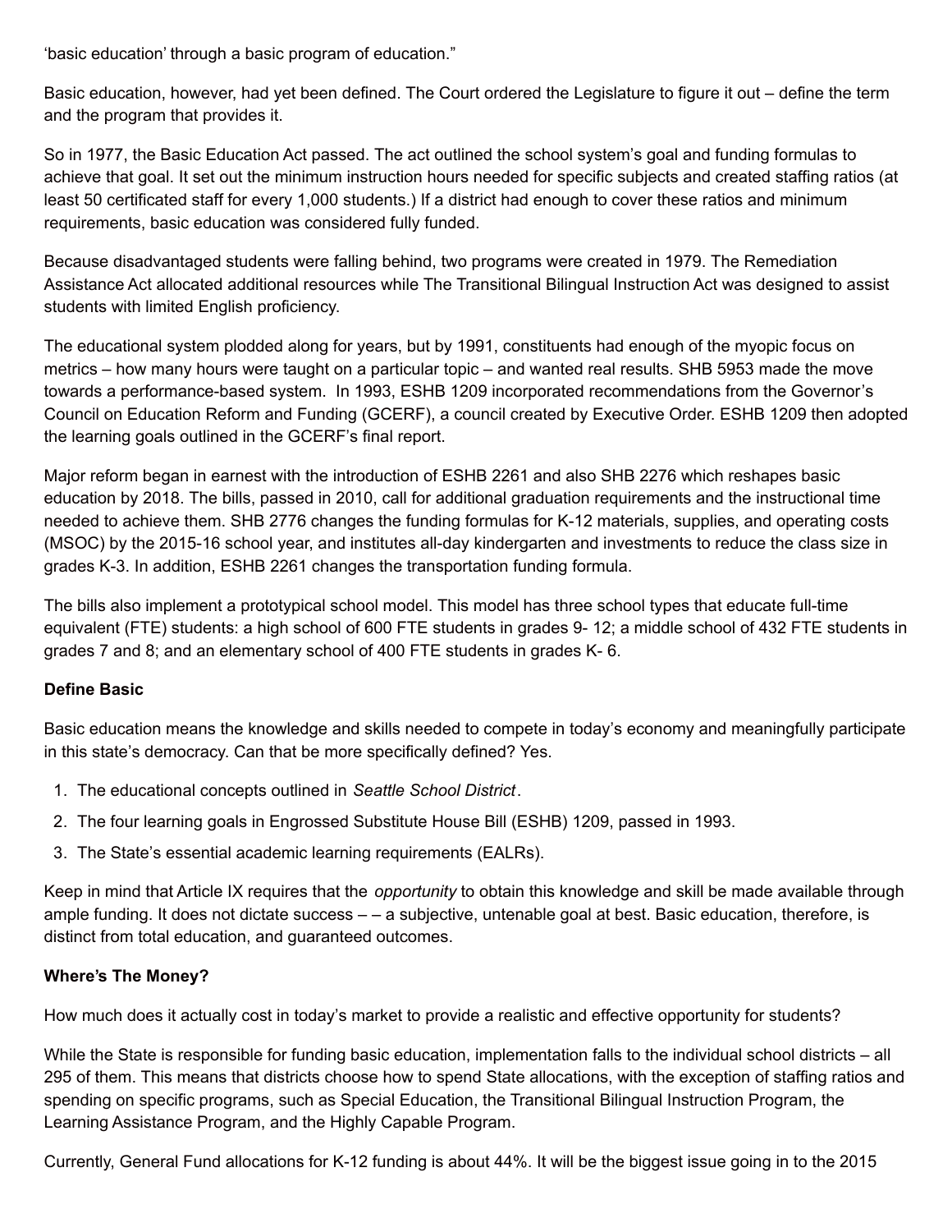'basic education' through a basic program of education."

Basic education, however, had yet been defined. The Court ordered the Legislature to figure it out – define the term and the program that provides it.

So in 1977, the Basic Education Act passed. The act outlined the school system's goal and funding formulas to achieve that goal. It set out the minimum instruction hours needed for specific subjects and created staffing ratios (at least 50 certificated staff for every 1,000 students.) If a district had enough to cover these ratios and minimum requirements, basic education was considered fully funded.

Because disadvantaged students were falling behind, two programs were created in 1979. The Remediation Assistance Act allocated additional resources while The Transitional Bilingual Instruction Act was designed to assist students with limited English proficiency.

The educational system plodded along for years, but by 1991, constituents had enough of the myopic focus on metrics – how many hours were taught on a particular topic – and wanted real results. SHB 5953 made the move towards a performance-based system. In 1993, ESHB 1209 incorporated recommendations from the Governor's Council on Education Reform and Funding (GCERF), a council created by Executive Order. ESHB 1209 then adopted the learning goals outlined in the GCERF's final report.

Major reform began in earnest with the introduction of ESHB 2261 and also SHB 2276 which reshapes basic education by 2018. The bills, passed in 2010, call for additional graduation requirements and the instructional time needed to achieve them. SHB 2776 changes the funding formulas for K-12 materials, supplies, and operating costs (MSOC) by the 2015-16 school year, and institutes all-day kindergarten and investments to reduce the class size in grades K-3. In addition, ESHB 2261 changes the transportation funding formula.

The bills also implement a prototypical school model. This model has three school types that educate full-time equivalent (FTE) students: a high school of 600 FTE students in grades 9- 12; a middle school of 432 FTE students in grades 7 and 8; and an elementary school of 400 FTE students in grades K- 6.

**Define Basic**

Basic education means the knowledge and skills needed to compete in today's economy and meaningfully participate in this state's democracy. Can that be more specifically defined? Yes.

1. The educational concepts outlined in *Seattle School District*.
2. The four learning goals in Engrossed Substitute House Bill (ESHB) 1209, passed in 1993.
3. The State's essential academic learning requirements (EALRs).

Keep in mind that Article IX requires that the *opportunity* to obtain this knowledge and skill be made available through ample funding. It does not dictate success – – a subjective, untenable goal at best. Basic education, therefore, is distinct from total education, and guaranteed outcomes.

**Where's The Money?**

How much does it actually cost in today's market to provide a realistic and effective opportunity for students?

While the State is responsible for funding basic education, implementation falls to the individual school districts – all 295 of them. This means that districts choose how to spend State allocations, with the exception of staffing ratios and spending on specific programs, such as Special Education, the Transitional Bilingual Instruction Program, the Learning Assistance Program, and the Highly Capable Program.

Currently, General Fund allocations for K-12 funding is about 44%. It will be the biggest issue going in to the 2015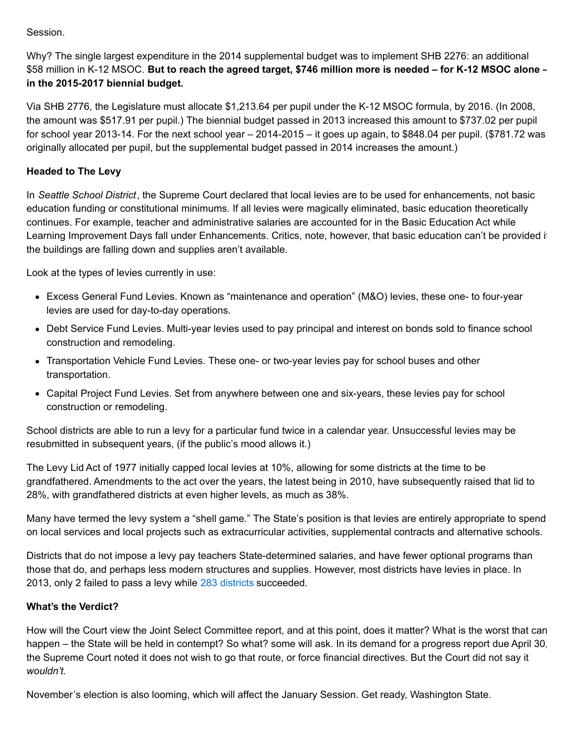Session.

Why? The single largest expenditure in the 2014 supplemental budget was to implement SHB 2276: an additional $58 million in K-12 MSOC. **But to reach the agreed target, $746 million more is needed – for K-12 MSOC alone – in the 2015-2017 biennial budget.**

Via SHB 2776, the Legislature must allocate $1,213.64 per pupil under the K-12 MSOC formula, by 2016. (In 2008, the amount was $517.91 per pupil.) The biennial budget passed in 2013 increased this amount to $737.02 per pupil for school year 2013-14. For the next school year – 2014-2015 – it goes up again, to $848.04 per pupil. ($781.72 was originally allocated per pupil, but the supplemental budget passed in 2014 increases the amount.)

**Headed to The Levy**

In *Seattle School District*, the Supreme Court declared that local levies are to be used for enhancements, not basic education funding or constitutional minimums. If all levies were magically eliminated, basic education theoretically continues. For example, teacher and administrative salaries are accounted for in the Basic Education Act while Learning Improvement Days fall under Enhancements. Critics, note, however, that basic education can't be provided if the buildings are falling down and supplies aren't available.

Look at the types of levies currently in use:

- Excess General Fund Levies. Known as "maintenance and operation" (M&O) levies, these one- to four-year levies are used for day-to-day operations.
- Debt Service Fund Levies. Multi-year levies used to pay principal and interest on bonds sold to finance school construction and remodeling.
- Transportation Vehicle Fund Levies. These one- or two-year levies pay for school buses and other transportation.
- Capital Project Fund Levies. Set from anywhere between one and six-years, these levies pay for school construction or remodeling.

School districts are able to run a levy for a particular fund twice in a calendar year. Unsuccessful levies may be resubmitted in subsequent years, (if the public's mood allows it.)

The Levy Lid Act of 1977 initially capped local levies at 10%, allowing for some districts at the time to be grandfathered. Amendments to the act over the years, the latest being in 2010, have subsequently raised that lid to 28%, with grandfathered districts at even higher levels, as much as 38%.

Many have termed the levy system a "shell game." The State's position is that levies are entirely appropriate to spend on local services and local projects such as extracurricular activities, supplemental contracts and alternative schools.

Districts that do not impose a levy pay teachers State-determined salaries, and have fewer optional programs than those that do, and perhaps less modern structures and supplies. However, most districts have levies in place. In 2013, only 2 failed to pass a levy while 283 districts succeeded.

**What's the Verdict?**

How will the Court view the Joint Select Committee report, and at this point, does it matter? What is the worst that can happen – the State will be held in contempt? So what? some will ask. In its demand for a progress report due April 30, the Supreme Court noted it does not wish to go that route, or force financial directives. But the Court did not say it *wouldn't*.

November's election is also looming, which will affect the January Session. Get ready, Washington State.